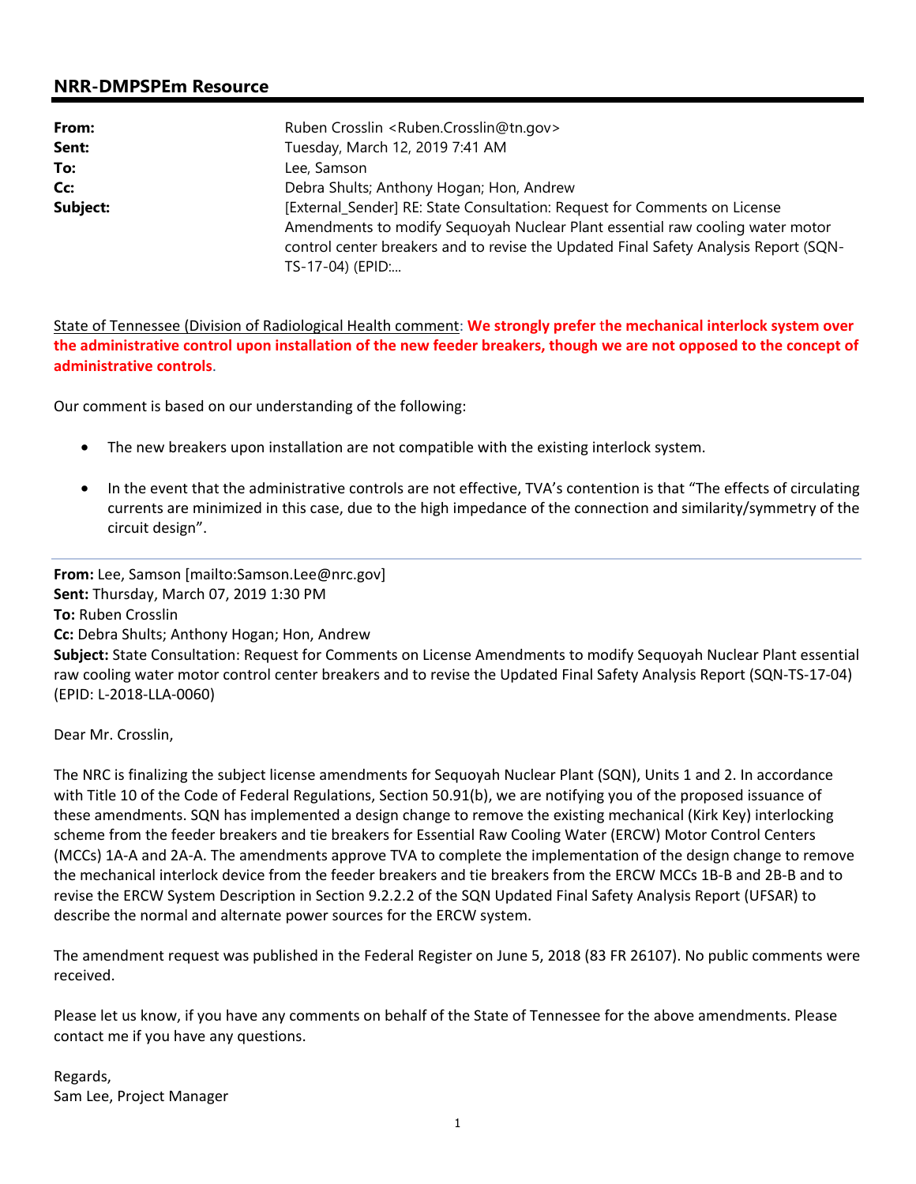## NRR-DMPSPEm Resource

**From:** Ruben Crosslin <Ruben.Crosslin@tn.gov>
**Sent:** Tuesday, March 12, 2019 7:41 AM
**To:** Lee, Samson
**Cc:** Debra Shults; Anthony Hogan; Hon, Andrew
**Subject:** [External_Sender] RE: State Consultation: Request for Comments on License Amendments to modify Sequoyah Nuclear Plant essential raw cooling water motor control center breakers and to revise the Updated Final Safety Analysis Report (SQN-TS-17-04) (EPID:...

State of Tennessee (Division of Radiological Health comment: **We strongly prefer the mechanical interlock system over the administrative control upon installation of the new feeder breakers, though we are not opposed to the concept of administrative controls**.

Our comment is based on our understanding of the following:

- The new breakers upon installation are not compatible with the existing interlock system.
- In the event that the administrative controls are not effective, TVA's contention is that "The effects of circulating currents are minimized in this case, due to the high impedance of the connection and similarity/symmetry of the circuit design".

---

**From:** Lee, Samson [mailto:Samson.Lee@nrc.gov]
**Sent:** Thursday, March 07, 2019 1:30 PM
**To:** Ruben Crosslin
**Cc:** Debra Shults; Anthony Hogan; Hon, Andrew
**Subject:** State Consultation: Request for Comments on License Amendments to modify Sequoyah Nuclear Plant essential raw cooling water motor control center breakers and to revise the Updated Final Safety Analysis Report (SQN-TS-17-04) (EPID: L-2018-LLA-0060)

Dear Mr. Crosslin,

The NRC is finalizing the subject license amendments for Sequoyah Nuclear Plant (SQN), Units 1 and 2. In accordance with Title 10 of the Code of Federal Regulations, Section 50.91(b), we are notifying you of the proposed issuance of these amendments. SQN has implemented a design change to remove the existing mechanical (Kirk Key) interlocking scheme from the feeder breakers and tie breakers for Essential Raw Cooling Water (ERCW) Motor Control Centers (MCCs) 1A-A and 2A-A. The amendments approve TVA to complete the implementation of the design change to remove the mechanical interlock device from the feeder breakers and tie breakers from the ERCW MCCs 1B-B and 2B-B and to revise the ERCW System Description in Section 9.2.2.2 of the SQN Updated Final Safety Analysis Report (UFSAR) to describe the normal and alternate power sources for the ERCW system.

The amendment request was published in the Federal Register on June 5, 2018 (83 FR 26107). No public comments were received.

Please let us know, if you have any comments on behalf of the State of Tennessee for the above amendments. Please contact me if you have any questions.

Regards,
Sam Lee, Project Manager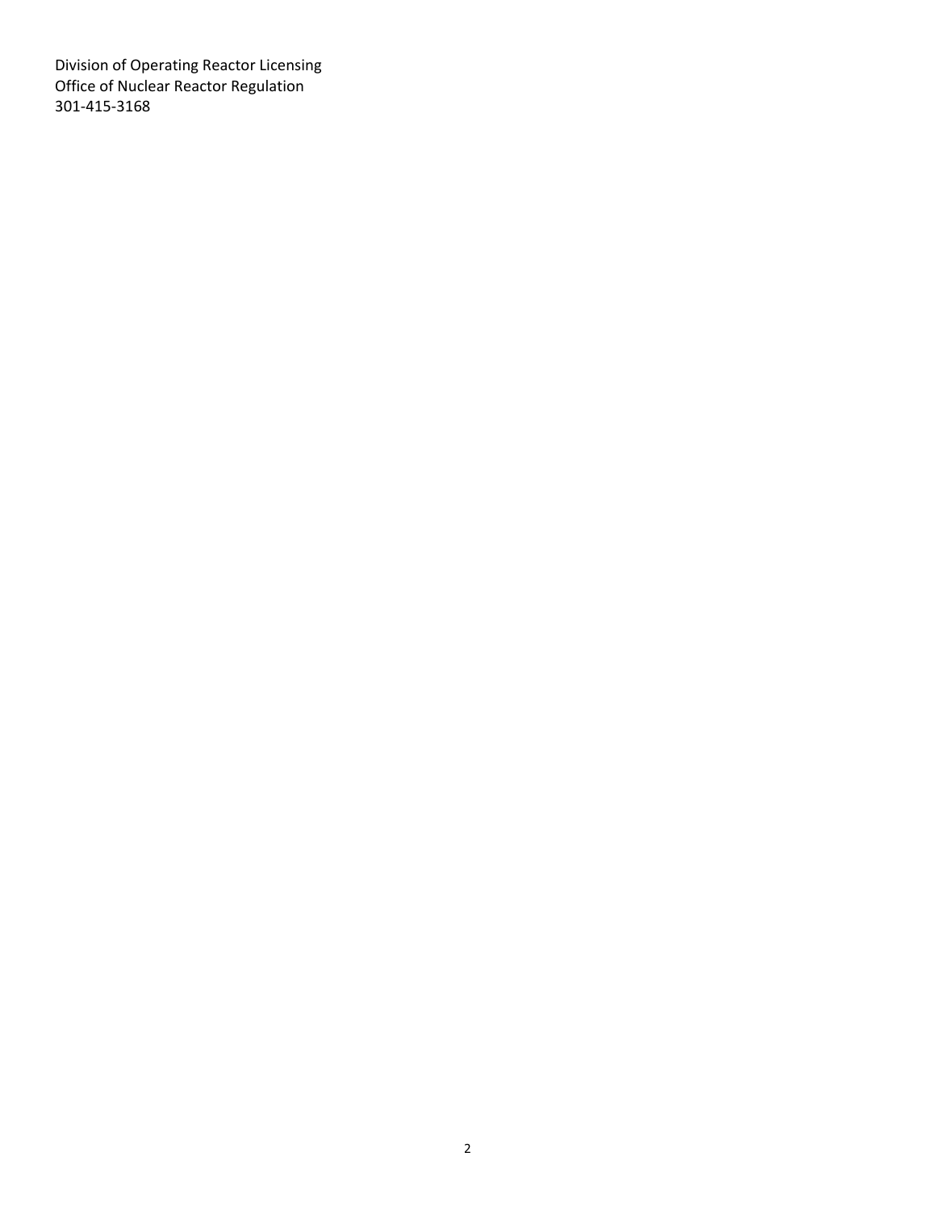Division of Operating Reactor Licensing
Office of Nuclear Reactor Regulation
301-415-3168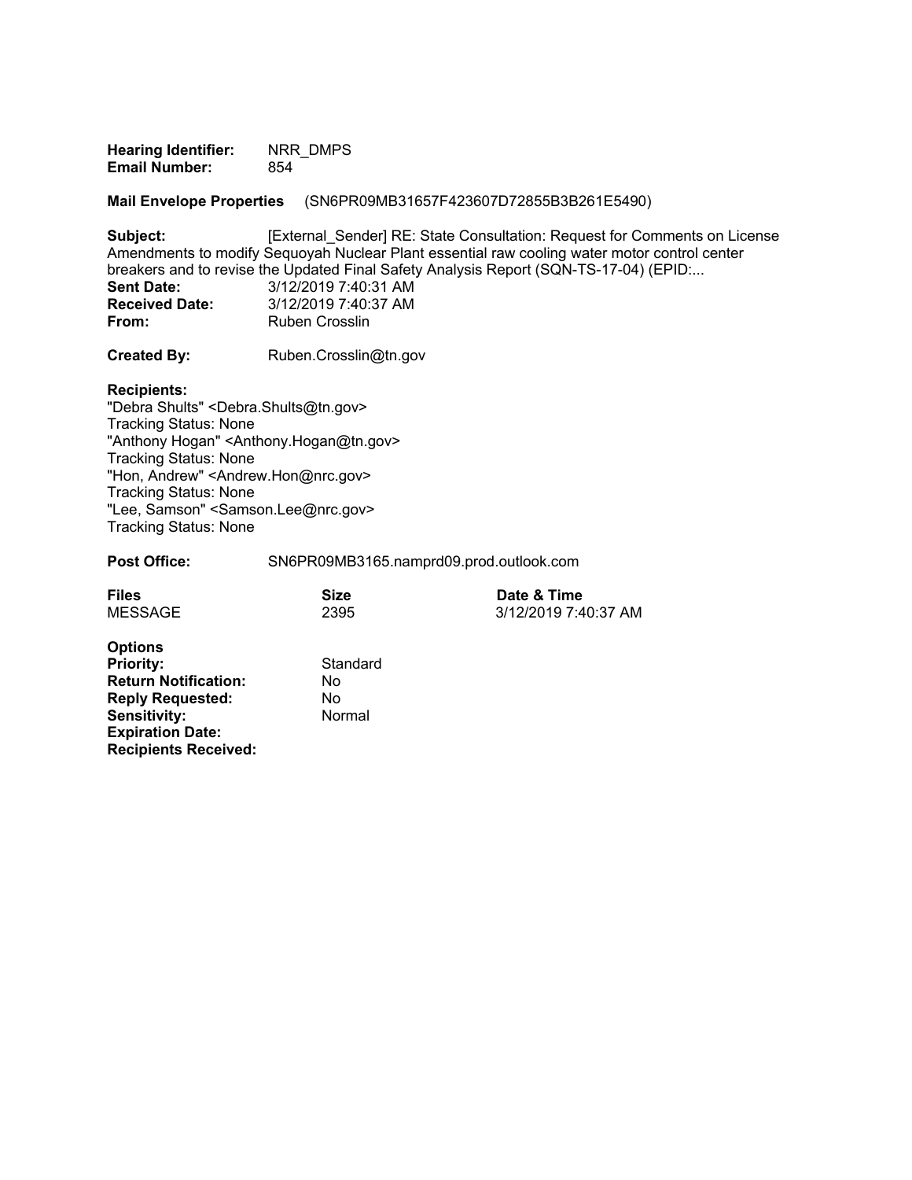**Hearing Identifier:** NRR_DMPS
**Email Number:** 854

**Mail Envelope Properties** (SN6PR09MB31657F423607D72855B3B261E5490)

**Subject:** [External_Sender] RE: State Consultation: Request for Comments on License Amendments to modify Sequoyah Nuclear Plant essential raw cooling water motor control center breakers and to revise the Updated Final Safety Analysis Report (SQN-TS-17-04) (EPID:...
**Sent Date:** 3/12/2019 7:40:31 AM
**Received Date:** 3/12/2019 7:40:37 AM
**From:** Ruben Crosslin

**Created By:** Ruben.Crosslin@tn.gov

**Recipients:**
"Debra Shults" <Debra.Shults@tn.gov>
Tracking Status: None
"Anthony Hogan" <Anthony.Hogan@tn.gov>
Tracking Status: None
"Hon, Andrew" <Andrew.Hon@nrc.gov>
Tracking Status: None
"Lee, Samson" <Samson.Lee@nrc.gov>
Tracking Status: None

**Post Office:** SN6PR09MB3165.namprd09.prod.outlook.com

| Files | Size | Date & Time |
|---|---|---|
| MESSAGE | 2395 | 3/12/2019 7:40:37 AM |

**Options**
**Priority:** Standard
**Return Notification:** No
**Reply Requested:** No
**Sensitivity:** Normal
**Expiration Date:**
**Recipients Received:**